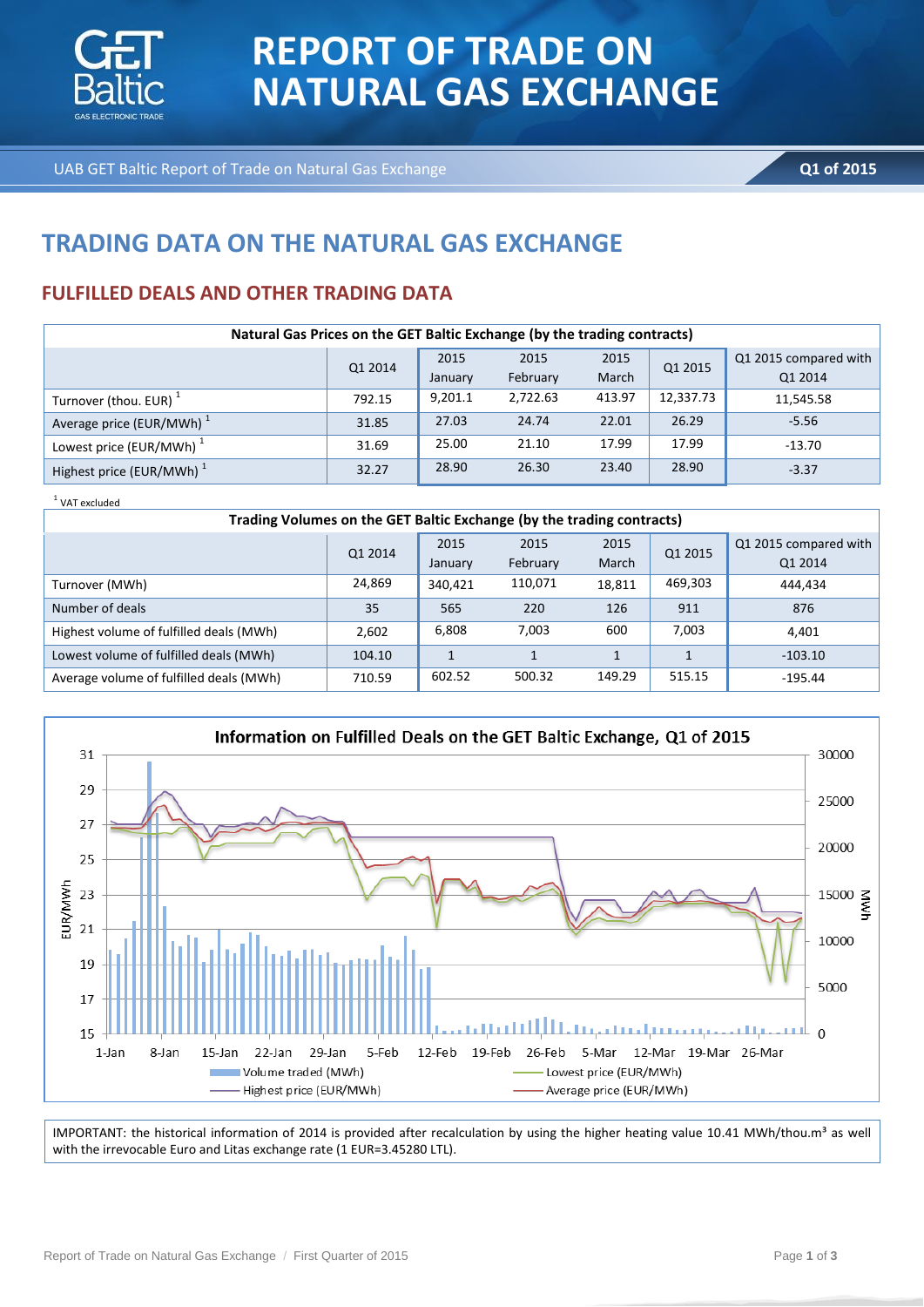# REPORT OF TRADE ON NATURAL GAS EXCHANGE

UAB GET Baltic Report of Trade on Natural Gas Exchange — **Q1 of 2015**

## TRADING DATA ON THE NATURAL GAS EXCHANGE

### FULFILLED DEALS AND OTHER TRADING DATA

**Natural Gas Prices on the GET Baltic Exchange (by the trading contracts)**

| | Q1 2014 | 2015 January | 2015 February | 2015 March | Q1 2015 | Q1 2015 compared with Q1 2014 |
|---|---|---|---|---|---|---|
| Turnover (thou. EUR) [1] | 792.15 | 9,201.1 | 2,722.63 | 413.97 | 12,337.73 | 11,545.58 |
| Average price (EUR/MWh) [1] | 31.85 | 27.03 | 24.74 | 22.01 | 26.29 | -5.56 |
| Lowest price (EUR/MWh) [1] | 31.69 | 25.00 | 21.10 | 17.99 | 17.99 | -13.70 |
| Highest price (EUR/MWh) [1] | 32.27 | 28.90 | 26.30 | 23.40 | 28.90 | -3.37 |

[1] VAT excluded

**Trading Volumes on the GET Baltic Exchange (by the trading contracts)**

| | Q1 2014 | 2015 January | 2015 February | 2015 March | Q1 2015 | Q1 2015 compared with Q1 2014 |
|---|---|---|---|---|---|---|
| Turnover (MWh) | 24,869 | 340,421 | 110,071 | 18,811 | 469,303 | 444,434 |
| Number of deals | 35 | 565 | 220 | 126 | 911 | 876 |
| Highest volume of fulfilled deals (MWh) | 2,602 | 6,808 | 7,003 | 600 | 7,003 | 4,401 |
| Lowest volume of fulfilled deals (MWh) | 104.10 | 1 | 1 | 1 | 1 | -103.10 |
| Average volume of fulfilled deals (MWh) | 710.59 | 602.52 | 500.32 | 149.29 | 515.15 | -195.44 |

**Information on Fulfilled Deals on the GET Baltic Exchange, Q1 of 2015**

IMPORTANT: the historical information of 2014 is provided after recalculation by using the higher heating value 10.41 MWh/thou.m³ as well with the irrevocable Euro and Litas exchange rate (1 EUR=3.45280 LTL).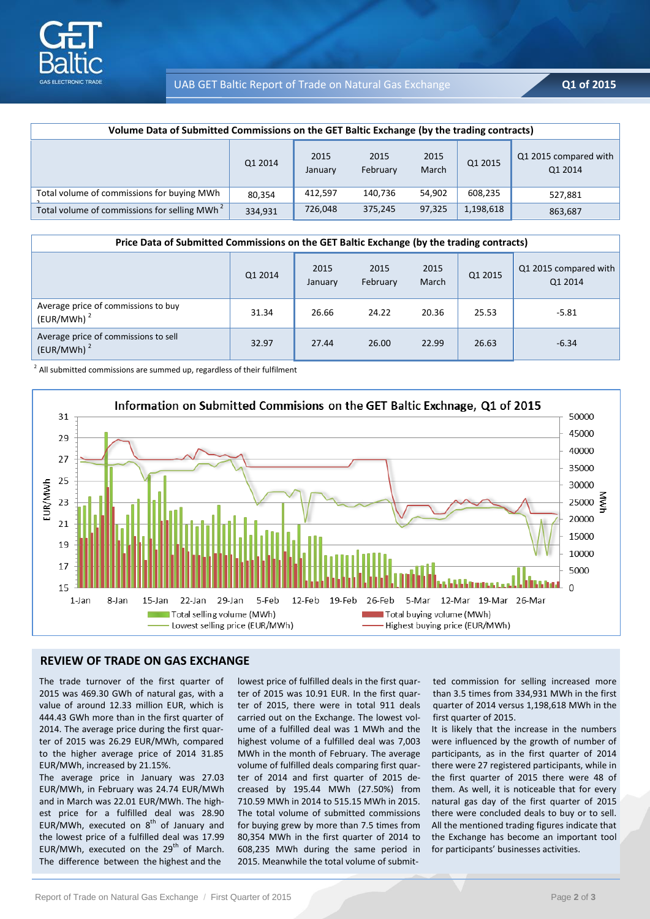| Volume Data of Submitted Commissions on the GET Baltic Exchange (by the trading contracts) | | | | | | |
|---|---|---|---|---|---|---|
| | Q1 2014 | 2015 January | 2015 February | 2015 March | Q1 2015 | Q1 2015 compared with Q1 2014 |
| Total volume of commissions for buying MWh [2] | 80,354 | 412,597 | 140,736 | 54,902 | 608,235 | 527,881 |
| Total volume of commissions for selling MWh [2] | 334,931 | 726,048 | 375,245 | 97,325 | 1,198,618 | 863,687 |

| Price Data of Submitted Commissions on the GET Baltic Exchange (by the trading contracts) | | | | | | |
|---|---|---|---|---|---|---|
| | Q1 2014 | 2015 January | 2015 February | 2015 March | Q1 2015 | Q1 2015 compared with Q1 2014 |
| Average price of commissions to buy (EUR/MWh) [2] | 31.34 | 26.66 | 24.22 | 20.36 | 25.53 | -5.81 |
| Average price of commissions to sell (EUR/MWh) [2] | 32.97 | 27.44 | 26.00 | 22.99 | 26.63 | -6.34 |

[2] All submitted commissions are summed up, regardless of their fulfilment

Information on Submitted Commisions on the GET Baltic Exchnage, Q1 of 2015

## REVIEW OF TRADE ON GAS EXCHANGE

The trade turnover of the first quarter of 2015 was 469.30 GWh of natural gas, with a value of around 12.33 million EUR, which is 444.43 GWh more than in the first quarter of 2014. The average price during the first quarter of 2015 was 26.29 EUR/MWh, compared to the higher average price of 2014 31.85 EUR/MWh, increased by 21.15%.

The average price in January was 27.03 EUR/MWh, in February was 24.74 EUR/MWh and in March was 22.01 EUR/MWh. The highest price for a fulfilled deal was 28.90 EUR/MWh, executed on 8th of January and the lowest price of a fulfilled deal was 17.99 EUR/MWh, executed on the 29th of March. The difference between the highest and the lowest price of fulfilled deals in the first quarter of 2015 was 10.91 EUR. In the first quarter of 2015, there were in total 911 deals carried out on the Exchange. The lowest volume of a fulfilled deal was 1 MWh and the highest volume of a fulfilled deal was 7,003 MWh in the month of February. The average volume of fulfilled deals comparing first quarter of 2014 and first quarter of 2015 decreased by 195.44 MWh (27.50%) from 710.59 MWh in 2014 to 515.15 MWh in 2015. The total volume of submitted commissions for buying grew by more than 7.5 times from 80,354 MWh in the first quarter of 2014 to 608,235 MWh during the same period in 2015. Meanwhile the total volume of submitted commission for selling increased more than 3.5 times from 334,931 MWh in the first quarter of 2014 versus 1,198,618 MWh in the first quarter of 2015.

It is likely that the increase in the numbers were influenced by the growth of number of participants, as in the first quarter of 2014 there were 27 registered participants, while in the first quarter of 2015 there were 48 of them. As well, it is noticeable that for every natural gas day of the first quarter of 2015 there were concluded deals to buy or to sell. All the mentioned trading figures indicate that the Exchange has become an important tool for participants' businesses activities.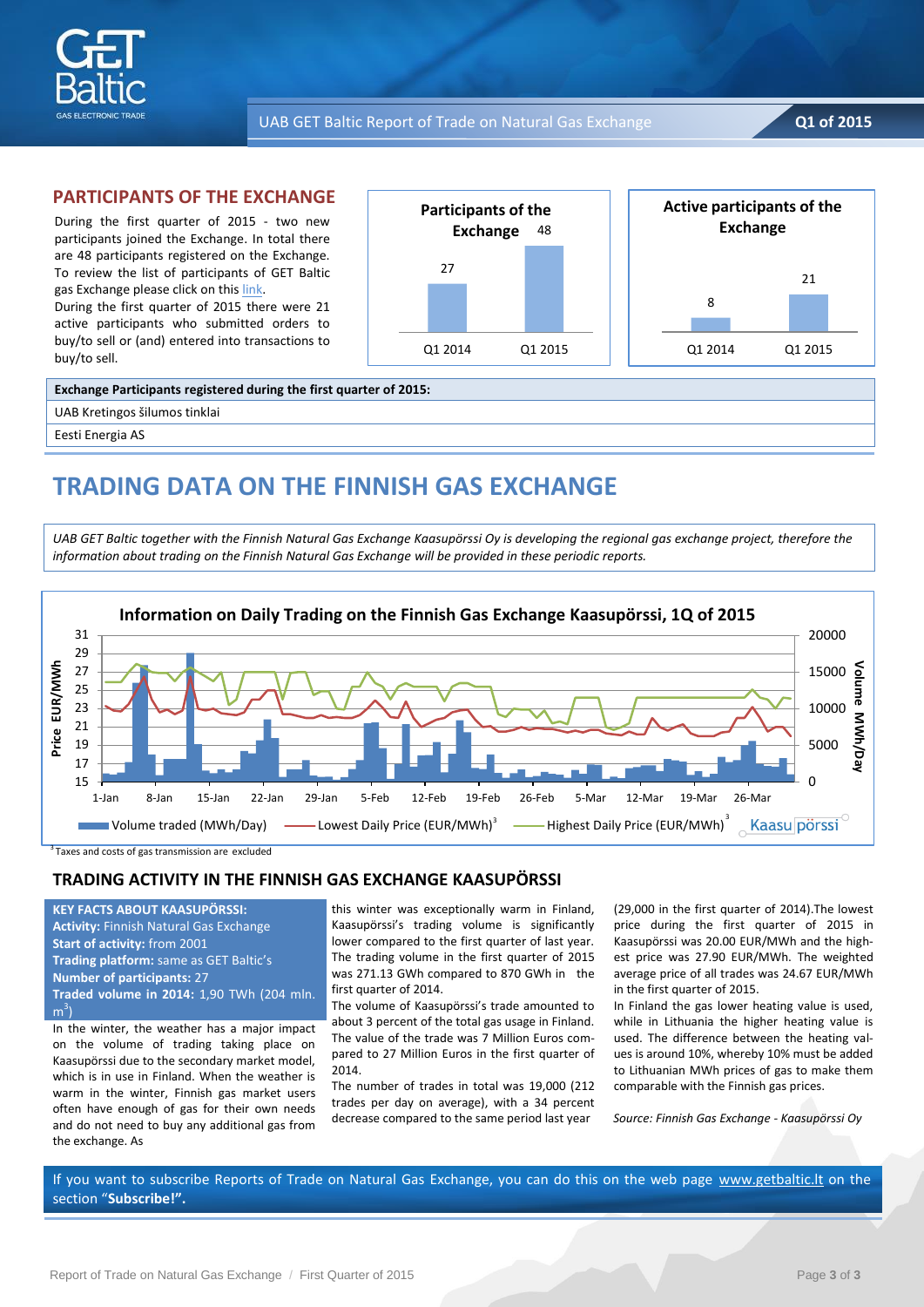## PARTICIPANTS OF THE EXCHANGE

During the first quarter of 2015 - two new participants joined the Exchange. In total there are 48 participants registered on the Exchange. To review the list of participants of GET Baltic gas Exchange please click on this link.

During the first quarter of 2015 there were 21 active participants who submitted orders to buy/to sell or (and) entered into transactions to buy/to sell.

Participants of the Exchange

27
48
Q1 2014
Q1 2015

Active participants of the Exchange

8
21
Q1 2014
Q1 2015

| Exchange Participants registered during the first quarter of 2015: |
|---|
| UAB Kretingos šilumos tinklai |
| Eesti Energia AS |

# TRADING DATA ON THE FINNISH GAS EXCHANGE

*UAB GET Baltic together with the Finnish Natural Gas Exchange Kaasupörssi Oy is developing the regional gas exchange project, therefore the information about trading on the Finnish Natural Gas Exchange will be provided in these periodic reports.*

Information on Daily Trading on the Finnish Gas Exchange Kaasupörssi, 1Q of 2015

Price EUR/MWh: 15, 17, 19, 21, 23, 25, 27, 29, 31

Volume MWh/Day: 0, 5000, 10000, 15000, 20000

1-Jan, 8-Jan, 15-Jan, 22-Jan, 29-Jan, 5-Feb, 12-Feb, 19-Feb, 26-Feb, 5-Mar, 12-Mar, 19-Mar, 26-Mar

Volume traded (MWh/Day) — Lowest Daily Price (EUR/MWh)[3] — Highest Daily Price (EUR/MWh)[3]

Kaasupörssi

[3] Taxes and costs of gas transmission are excluded

## TRADING ACTIVITY IN THE FINNISH GAS EXCHANGE KAASUPÖRSSI

**KEY FACTS ABOUT KAASUPÖRSSI:**
**Activity:** Finnish Natural Gas Exchange
**Start of activity:** from 2001
**Trading platform:** same as GET Baltic's
**Number of participants:** 27
**Traded volume in 2014:** 1,90 TWh (204 mln. $m^3$)

In the winter, the weather has a major impact on the volume of trading taking place on Kaasupörssi due to the secondary market model, which is in use in Finland. When the weather is warm in the winter, Finnish gas market users often have enough of gas for their own needs and do not need to buy any additional gas from the exchange. As this winter was exceptionally warm in Finland, Kaasupörssi's trading volume is significantly lower compared to the first quarter of last year. The trading volume in the first quarter of 2015 was 271.13 GWh compared to 870 GWh in the first quarter of 2014.

The volume of Kaasupörssi's trade amounted to about 3 percent of the total gas usage in Finland. The value of the trade was 7 Million Euros compared to 27 Million Euros in the first quarter of 2014.

The number of trades in total was 19,000 (212 trades per day on average), with a 34 percent decrease compared to the same period last year (29,000 in the first quarter of 2014).The lowest price during the first quarter of 2015 in Kaasupörssi was 20.00 EUR/MWh and the highest price was 27.90 EUR/MWh. The weighted average price of all trades was 24.67 EUR/MWh in the first quarter of 2015.

In Finland the gas lower heating value is used, while in Lithuania the higher heating value is used. The difference between the heating values is around 10%, whereby 10% must be added to Lithuanian MWh prices of gas to make them comparable with the Finnish gas prices.

*Source: Finnish Gas Exchange - Kaasupörssi Oy*

If you want to subscribe Reports of Trade on Natural Gas Exchange, you can do this on the web page www.getbaltic.lt on the section "**Subscribe!".**